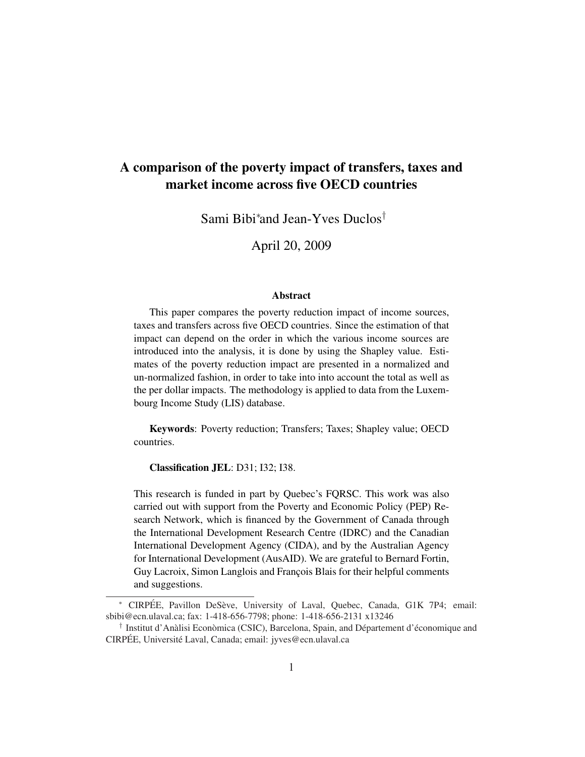# A comparison of the poverty impact of transfers, taxes and market income across five OECD countries

Sami Bibi[*] and Jean-Yves Duclos[†]

April 20, 2009

### Abstract

This paper compares the poverty reduction impact of income sources, taxes and transfers across five OECD countries. Since the estimation of that impact can depend on the order in which the various income sources are introduced into the analysis, it is done by using the Shapley value. Estimates of the poverty reduction impact are presented in a normalized and un-normalized fashion, in order to take into into account the total as well as the per dollar impacts. The methodology is applied to data from the Luxembourg Income Study (LIS) database.

**Keywords**: Poverty reduction; Transfers; Taxes; Shapley value; OECD countries.

**Classification JEL**: D31; I32; I38.

This research is funded in part by Quebec's FQRSC. This work was also carried out with support from the Poverty and Economic Policy (PEP) Research Network, which is financed by the Government of Canada through the International Development Research Centre (IDRC) and the Canadian International Development Agency (CIDA), and by the Australian Agency for International Development (AusAID). We are grateful to Bernard Fortin, Guy Lacroix, Simon Langlois and François Blais for their helpful comments and suggestions.

---

[*] CIRPÉE, Pavillon DeSève, University of Laval, Quebec, Canada, G1K 7P4; email: sbibi@ecn.ulaval.ca; fax: 1-418-656-7798; phone: 1-418-656-2131 x13246

[†] Institut d'Anàlisi Econòmica (CSIC), Barcelona, Spain, and Département d'économique and CIRPÉE, Université Laval, Canada; email: jyves@ecn.ulaval.ca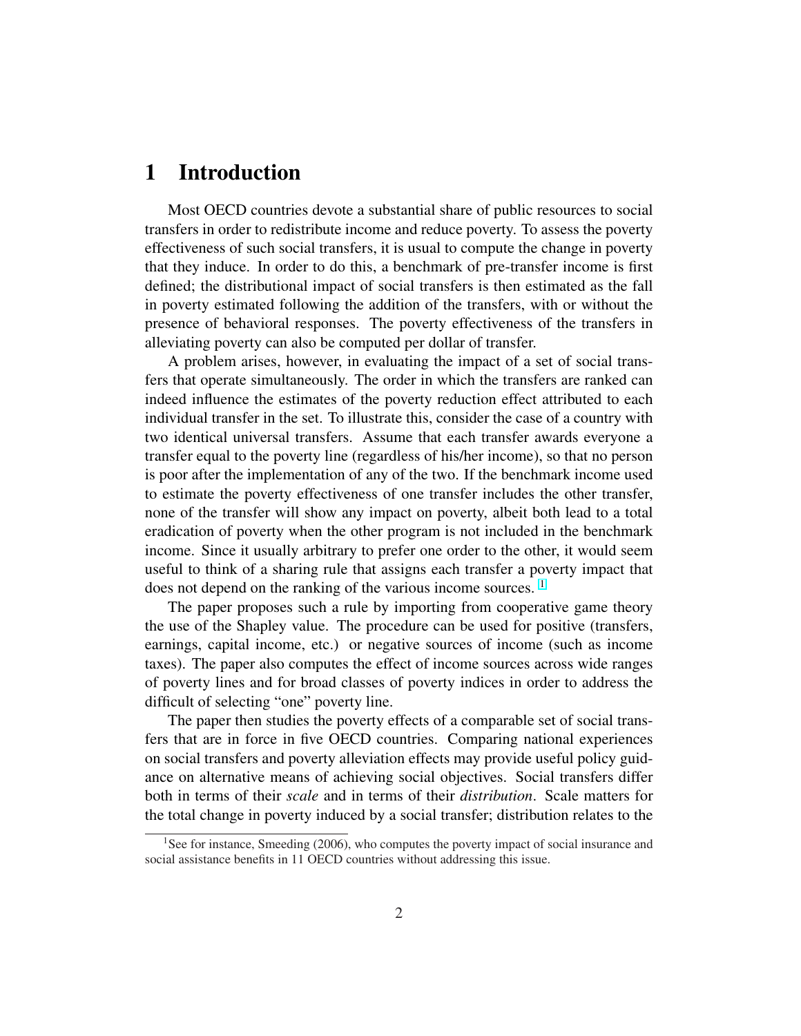# 1 Introduction

Most OECD countries devote a substantial share of public resources to social transfers in order to redistribute income and reduce poverty. To assess the poverty effectiveness of such social transfers, it is usual to compute the change in poverty that they induce. In order to do this, a benchmark of pre-transfer income is first defined; the distributional impact of social transfers is then estimated as the fall in poverty estimated following the addition of the transfers, with or without the presence of behavioral responses. The poverty effectiveness of the transfers in alleviating poverty can also be computed per dollar of transfer.

A problem arises, however, in evaluating the impact of a set of social transfers that operate simultaneously. The order in which the transfers are ranked can indeed influence the estimates of the poverty reduction effect attributed to each individual transfer in the set. To illustrate this, consider the case of a country with two identical universal transfers. Assume that each transfer awards everyone a transfer equal to the poverty line (regardless of his/her income), so that no person is poor after the implementation of any of the two. If the benchmark income used to estimate the poverty effectiveness of one transfer includes the other transfer, none of the transfer will show any impact on poverty, albeit both lead to a total eradication of poverty when the other program is not included in the benchmark income. Since it usually arbitrary to prefer one order to the other, it would seem useful to think of a sharing rule that assigns each transfer a poverty impact that does not depend on the ranking of the various income sources. [1]

The paper proposes such a rule by importing from cooperative game theory the use of the Shapley value. The procedure can be used for positive (transfers, earnings, capital income, etc.) or negative sources of income (such as income taxes). The paper also computes the effect of income sources across wide ranges of poverty lines and for broad classes of poverty indices in order to address the difficult of selecting "one" poverty line.

The paper then studies the poverty effects of a comparable set of social transfers that are in force in five OECD countries. Comparing national experiences on social transfers and poverty alleviation effects may provide useful policy guidance on alternative means of achieving social objectives. Social transfers differ both in terms of their *scale* and in terms of their *distribution*. Scale matters for the total change in poverty induced by a social transfer; distribution relates to the

[1] See for instance, Smeeding (2006), who computes the poverty impact of social insurance and social assistance benefits in 11 OECD countries without addressing this issue.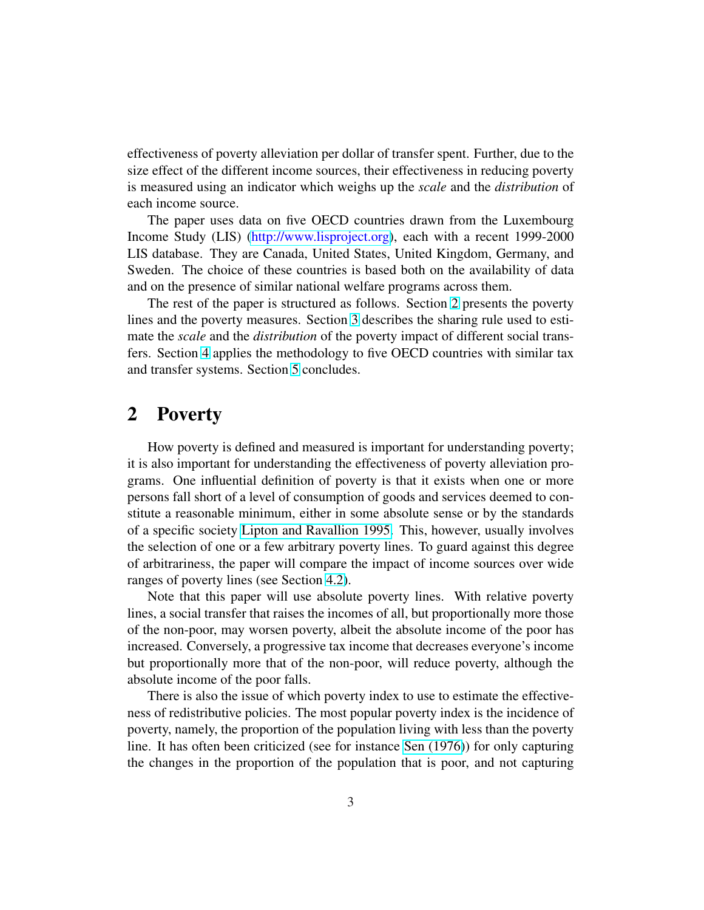effectiveness of poverty alleviation per dollar of transfer spent. Further, due to the size effect of the different income sources, their effectiveness in reducing poverty is measured using an indicator which weighs up the *scale* and the *distribution* of each income source.

The paper uses data on five OECD countries drawn from the Luxembourg Income Study (LIS) (http://www.lisproject.org), each with a recent 1999-2000 LIS database. They are Canada, United States, United Kingdom, Germany, and Sweden. The choice of these countries is based both on the availability of data and on the presence of similar national welfare programs across them.

The rest of the paper is structured as follows. Section 2 presents the poverty lines and the poverty measures. Section 3 describes the sharing rule used to estimate the *scale* and the *distribution* of the poverty impact of different social transfers. Section 4 applies the methodology to five OECD countries with similar tax and transfer systems. Section 5 concludes.

# 2 Poverty

How poverty is defined and measured is important for understanding poverty; it is also important for understanding the effectiveness of poverty alleviation programs. One influential definition of poverty is that it exists when one or more persons fall short of a level of consumption of goods and services deemed to constitute a reasonable minimum, either in some absolute sense or by the standards of a specific society Lipton and Ravallion 1995. This, however, usually involves the selection of one or a few arbitrary poverty lines. To guard against this degree of arbitrariness, the paper will compare the impact of income sources over wide ranges of poverty lines (see Section 4.2).

Note that this paper will use absolute poverty lines. With relative poverty lines, a social transfer that raises the incomes of all, but proportionally more those of the non-poor, may worsen poverty, albeit the absolute income of the poor has increased. Conversely, a progressive tax income that decreases everyone's income but proportionally more that of the non-poor, will reduce poverty, although the absolute income of the poor falls.

There is also the issue of which poverty index to use to estimate the effectiveness of redistributive policies. The most popular poverty index is the incidence of poverty, namely, the proportion of the population living with less than the poverty line. It has often been criticized (see for instance Sen (1976)) for only capturing the changes in the proportion of the population that is poor, and not capturing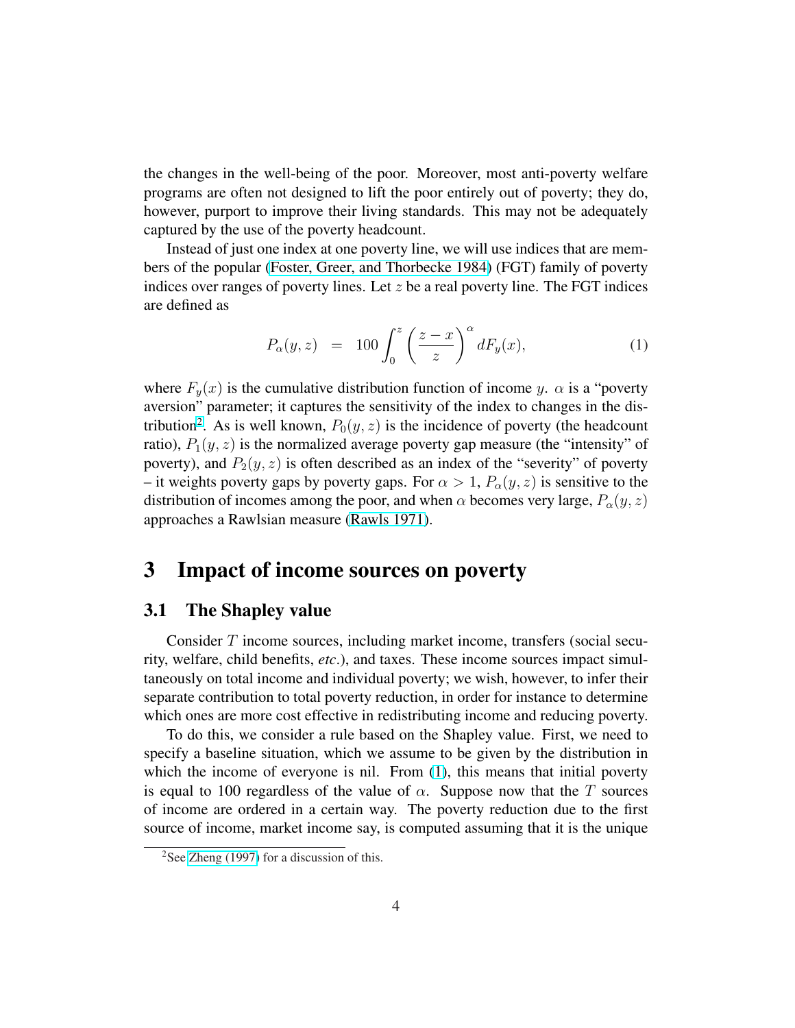the changes in the well-being of the poor. Moreover, most anti-poverty welfare programs are often not designed to lift the poor entirely out of poverty; they do, however, purport to improve their living standards. This may not be adequately captured by the use of the poverty headcount.

Instead of just one index at one poverty line, we will use indices that are members of the popular (Foster, Greer, and Thorbecke 1984) (FGT) family of poverty indices over ranges of poverty lines. Let $z$ be a real poverty line. The FGT indices are defined as

$$P_\alpha(y, z) \;\; = \;\; 100 \int_0^z \left( \frac{z - x}{z} \right)^\alpha dF_y(x), \tag{1}$$

where $F_y(x)$ is the cumulative distribution function of income $y$. $\alpha$ is a "poverty aversion" parameter; it captures the sensitivity of the index to changes in the distribution[2]. As is well known, $P_0(y, z)$ is the incidence of poverty (the headcount ratio), $P_1(y, z)$ is the normalized average poverty gap measure (the "intensity" of poverty), and $P_2(y, z)$ is often described as an index of the "severity" of poverty – it weights poverty gaps by poverty gaps. For $\alpha > 1$, $P_\alpha(y, z)$ is sensitive to the distribution of incomes among the poor, and when $\alpha$ becomes very large, $P_\alpha(y, z)$ approaches a Rawlsian measure (Rawls 1971).

# 3 Impact of income sources on poverty

## 3.1 The Shapley value

Consider $T$ income sources, including market income, transfers (social security, welfare, child benefits, *etc.*), and taxes. These income sources impact simultaneously on total income and individual poverty; we wish, however, to infer their separate contribution to total poverty reduction, in order for instance to determine which ones are more cost effective in redistributing income and reducing poverty.

To do this, we consider a rule based on the Shapley value. First, we need to specify a baseline situation, which we assume to be given by the distribution in which the income of everyone is nil. From (1), this means that initial poverty is equal to 100 regardless of the value of $\alpha$. Suppose now that the $T$ sources of income are ordered in a certain way. The poverty reduction due to the first source of income, market income say, is computed assuming that it is the unique

[2] See Zheng (1997) for a discussion of this.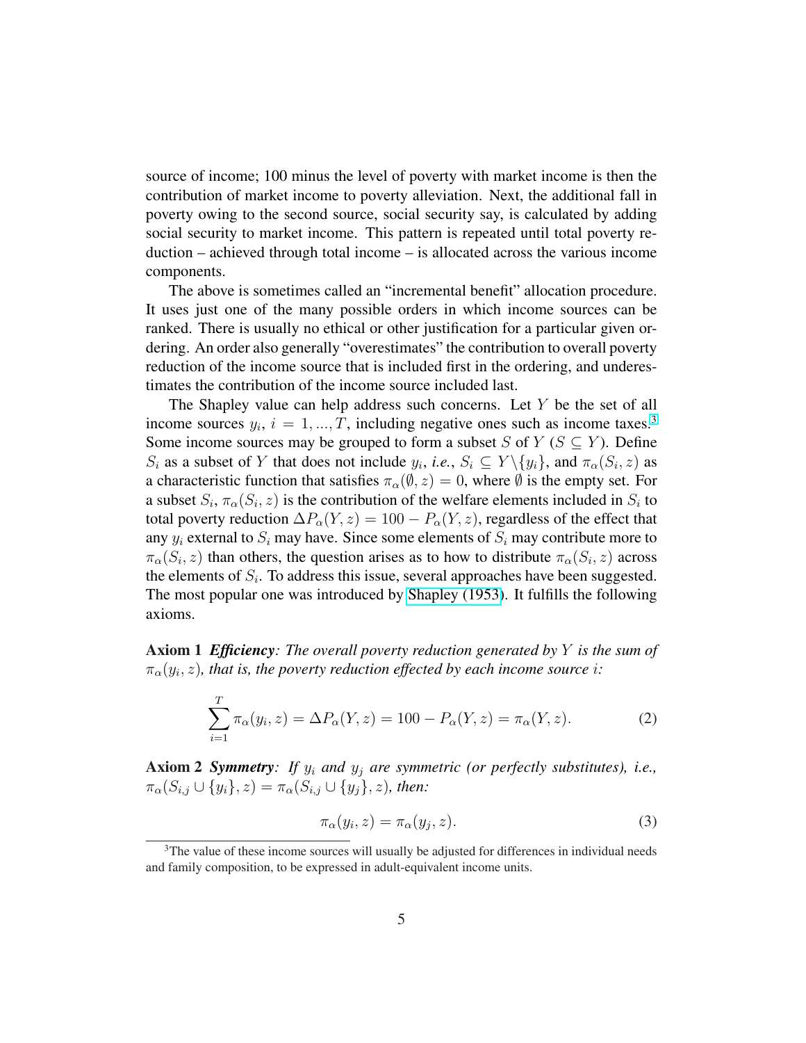source of income; 100 minus the level of poverty with market income is then the contribution of market income to poverty alleviation. Next, the additional fall in poverty owing to the second source, social security say, is calculated by adding social security to market income. This pattern is repeated until total poverty reduction – achieved through total income – is allocated across the various income components.

The above is sometimes called an "incremental benefit" allocation procedure. It uses just one of the many possible orders in which income sources can be ranked. There is usually no ethical or other justification for a particular given ordering. An order also generally "overestimates" the contribution to overall poverty reduction of the income source that is included first in the ordering, and underestimates the contribution of the income source included last.

The Shapley value can help address such concerns. Let $Y$ be the set of all income sources $y_i$, $i = 1, ..., T$, including negative ones such as income taxes.[3] Some income sources may be grouped to form a subset $S$ of $Y$ ($S \subseteq Y$). Define $S_i$ as a subset of $Y$ that does not include $y_i$, *i.e.*, $S_i \subseteq Y \backslash \{y_i\}$, and $\pi_\alpha(S_i, z)$ as a characteristic function that satisfies $\pi_\alpha(\emptyset, z) = 0$, where $\emptyset$ is the empty set. For a subset $S_i$, $\pi_\alpha(S_i, z)$ is the contribution of the welfare elements included in $S_i$ to total poverty reduction $\Delta P_\alpha(Y, z) = 100 - P_\alpha(Y, z)$, regardless of the effect that any $y_i$ external to $S_i$ may have. Since some elements of $S_i$ may contribute more to $\pi_\alpha(S_i, z)$ than others, the question arises as to how to distribute $\pi_\alpha(S_i, z)$ across the elements of $S_i$. To address this issue, several approaches have been suggested. The most popular one was introduced by Shapley (1953). It fulfills the following axioms.

**Axiom 1** ***Efficiency***: *The overall poverty reduction generated by $Y$ is the sum of $\pi_\alpha(y_i, z)$, that is, the poverty reduction effected by each income source $i$:*

$$\sum_{i=1}^{T} \pi_\alpha(y_i, z) = \Delta P_\alpha(Y, z) = 100 - P_\alpha(Y, z) = \pi_\alpha(Y, z). \tag{2}$$

**Axiom 2** ***Symmetry***: *If $y_i$ and $y_j$ are symmetric (or perfectly substitutes), i.e., $\pi_\alpha(S_{i,j} \cup \{y_i\}, z) = \pi_\alpha(S_{i,j} \cup \{y_j\}, z)$, then:*

$$\pi_\alpha(y_i, z) = \pi_\alpha(y_j, z). \tag{3}$$

[3] The value of these income sources will usually be adjusted for differences in individual needs and family composition, to be expressed in adult-equivalent income units.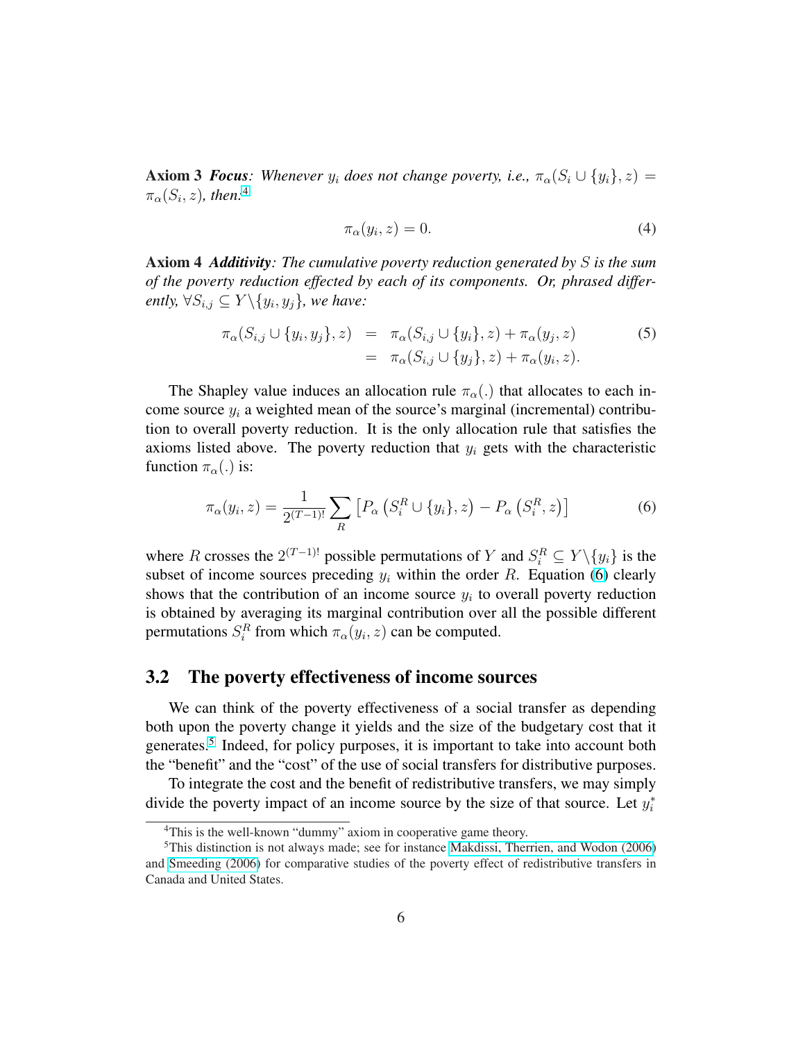**Axiom 3** ***Focus****: Whenever $y_i$ does not change poverty, i.e., $\pi_\alpha(S_i \cup \{y_i\}, z) = \pi_\alpha(S_i, z)$, then:*[4]

$$\pi_\alpha(y_i, z) = 0. \tag{4}$$

**Axiom 4** ***Additivity****: The cumulative poverty reduction generated by $S$ is the sum of the poverty reduction effected by each of its components. Or, phrased differently, $\forall S_{i,j} \subseteq Y \backslash \{y_i, y_j\}$, we have:*

$$\begin{aligned} \pi_\alpha(S_{i,j} \cup \{y_i, y_j\}, z) &= \pi_\alpha(S_{i,j} \cup \{y_i\}, z) + \pi_\alpha(y_j, z) \\ &= \pi_\alpha(S_{i,j} \cup \{y_j\}, z) + \pi_\alpha(y_i, z). \end{aligned} \tag{5}$$

The Shapley value induces an allocation rule $\pi_\alpha(.)$ that allocates to each income source $y_i$ a weighted mean of the source's marginal (incremental) contribution to overall poverty reduction. It is the only allocation rule that satisfies the axioms listed above. The poverty reduction that $y_i$ gets with the characteristic function $\pi_\alpha(.)$ is:

$$\pi_\alpha(y_i, z) = \frac{1}{2^{(T-1)!}} \sum_R \left[ P_\alpha\left(S_i^R \cup \{y_i\}, z\right) - P_\alpha\left(S_i^R, z\right) \right] \tag{6}$$

where $R$ crosses the $2^{(T-1)!}$ possible permutations of $Y$ and $S_i^R \subseteq Y \backslash \{y_i\}$ is the subset of income sources preceding $y_i$ within the order $R$. Equation (6) clearly shows that the contribution of an income source $y_i$ to overall poverty reduction is obtained by averaging its marginal contribution over all the possible different permutations $S_i^R$ from which $\pi_\alpha(y_i, z)$ can be computed.

## 3.2 The poverty effectiveness of income sources

We can think of the poverty effectiveness of a social transfer as depending both upon the poverty change it yields and the size of the budgetary cost that it generates.[5] Indeed, for policy purposes, it is important to take into account both the "benefit" and the "cost" of the use of social transfers for distributive purposes.

To integrate the cost and the benefit of redistributive transfers, we may simply divide the poverty impact of an income source by the size of that source. Let $y_i^*$

---

[4] This is the well-known "dummy" axiom in cooperative game theory.

[5] This distinction is not always made; see for instance Makdissi, Therrien, and Wodon (2006) and Smeeding (2006) for comparative studies of the poverty effect of redistributive transfers in Canada and United States.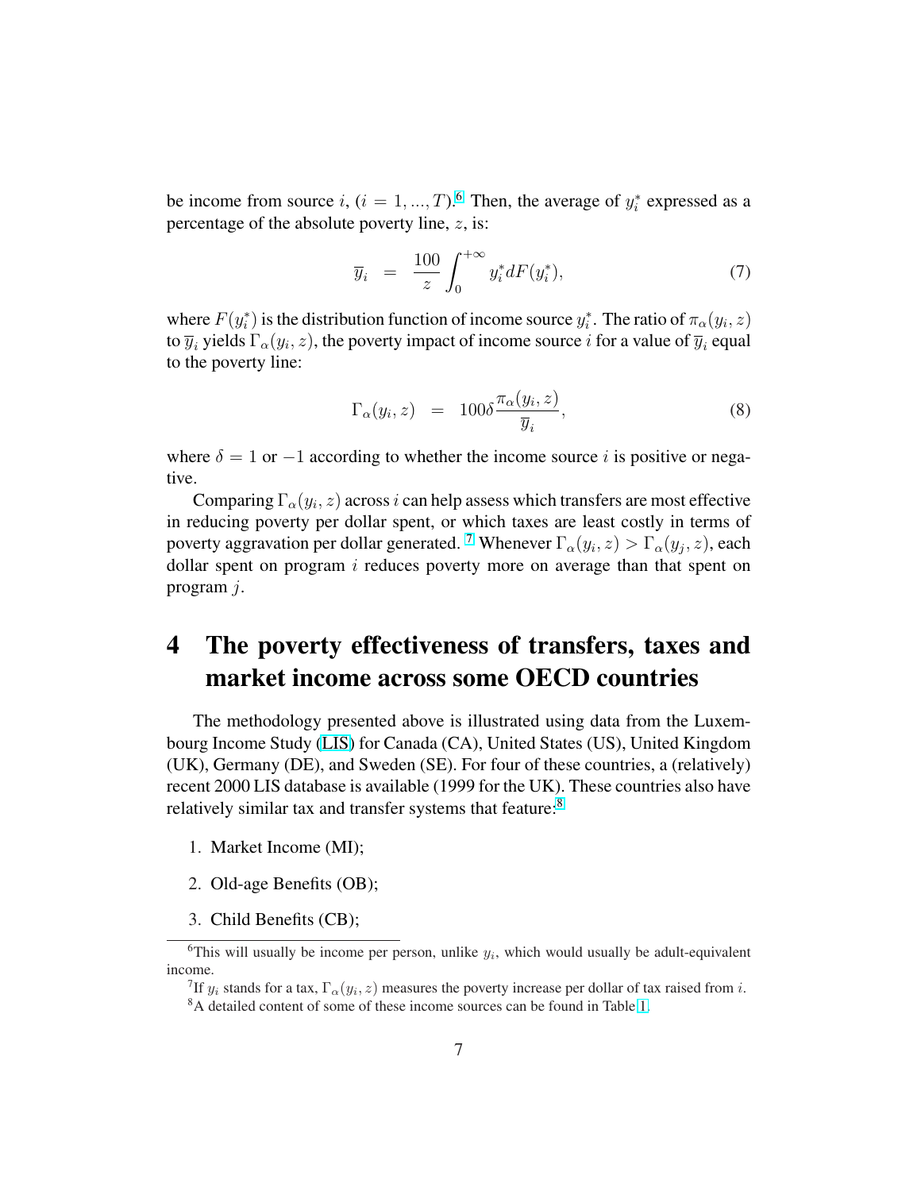be income from source $i$, $(i = 1, ..., T)$.[6] Then, the average of $y_i^*$ expressed as a percentage of the absolute poverty line, $z$, is:

$$\overline{y}_i \quad = \quad \frac{100}{z} \int_0^{+\infty} y_i^* dF(y_i^*), \tag{7}$$

where $F(y_i^*)$ is the distribution function of income source $y_i^*$. The ratio of $\pi_\alpha(y_i, z)$ to $\overline{y}_i$ yields $\Gamma_\alpha(y_i, z)$, the poverty impact of income source $i$ for a value of $\overline{y}_i$ equal to the poverty line:

$$\Gamma_\alpha(y_i, z) \quad = \quad 100\delta \frac{\pi_\alpha(y_i, z)}{\overline{y}_i}, \tag{8}$$

where $\delta = 1$ or $-1$ according to whether the income source $i$ is positive or negative.

Comparing $\Gamma_\alpha(y_i, z)$ across $i$ can help assess which transfers are most effective in reducing poverty per dollar spent, or which taxes are least costly in terms of poverty aggravation per dollar generated. [7] Whenever $\Gamma_\alpha(y_i, z) > \Gamma_\alpha(y_j, z)$, each dollar spent on program $i$ reduces poverty more on average than that spent on program $j$.

# 4 The poverty effectiveness of transfers, taxes and market income across some OECD countries

The methodology presented above is illustrated using data from the Luxembourg Income Study (LIS) for Canada (CA), United States (US), United Kingdom (UK), Germany (DE), and Sweden (SE). For four of these countries, a (relatively) recent 2000 LIS database is available (1999 for the UK). These countries also have relatively similar tax and transfer systems that feature:[8]

1. Market Income (MI);
2. Old-age Benefits (OB);
3. Child Benefits (CB);

---

[6] This will usually be income per person, unlike $y_i$, which would usually be adult-equivalent income.

[7] If $y_i$ stands for a tax, $\Gamma_\alpha(y_i, z)$ measures the poverty increase per dollar of tax raised from $i$.

[8] A detailed content of some of these income sources can be found in Table 1.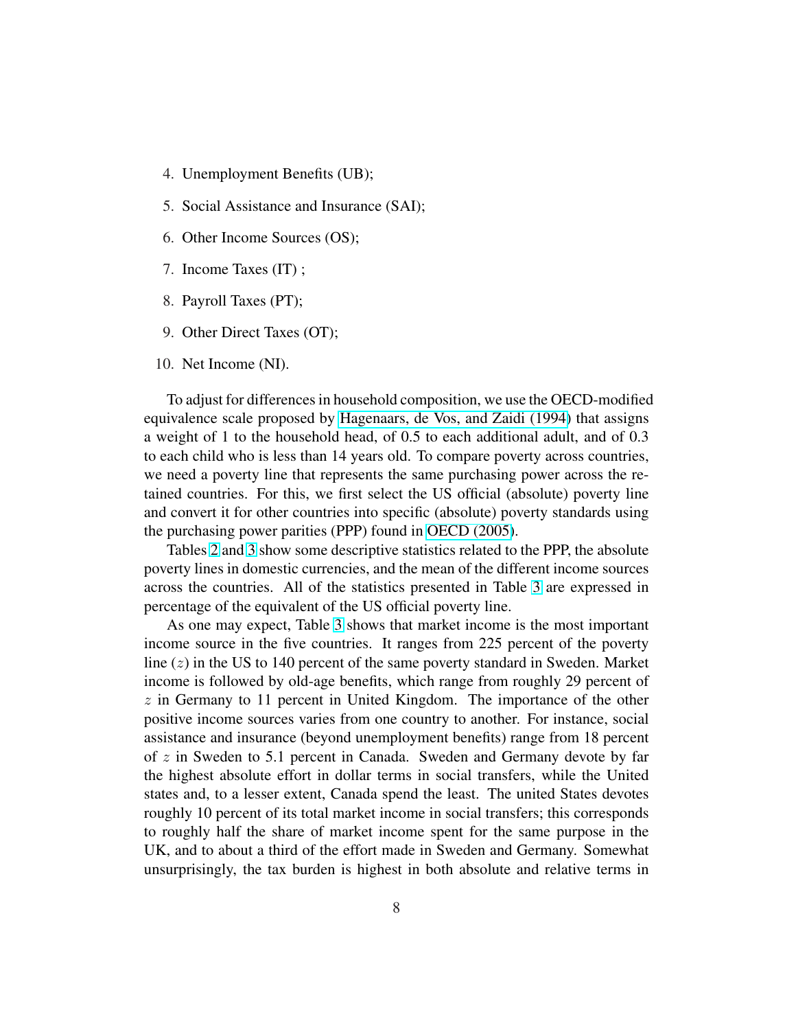4. Unemployment Benefits (UB);
5. Social Assistance and Insurance (SAI);
6. Other Income Sources (OS);
7. Income Taxes (IT) ;
8. Payroll Taxes (PT);
9. Other Direct Taxes (OT);
10. Net Income (NI).

To adjust for differences in household composition, we use the OECD-modified equivalence scale proposed by Hagenaars, de Vos, and Zaidi (1994) that assigns a weight of 1 to the household head, of 0.5 to each additional adult, and of 0.3 to each child who is less than 14 years old. To compare poverty across countries, we need a poverty line that represents the same purchasing power across the retained countries. For this, we first select the US official (absolute) poverty line and convert it for other countries into specific (absolute) poverty standards using the purchasing power parities (PPP) found in OECD (2005).

Tables 2 and 3 show some descriptive statistics related to the PPP, the absolute poverty lines in domestic currencies, and the mean of the different income sources across the countries. All of the statistics presented in Table 3 are expressed in percentage of the equivalent of the US official poverty line.

As one may expect, Table 3 shows that market income is the most important income source in the five countries. It ranges from 225 percent of the poverty line ($z$) in the US to 140 percent of the same poverty standard in Sweden. Market income is followed by old-age benefits, which range from roughly 29 percent of $z$ in Germany to 11 percent in United Kingdom. The importance of the other positive income sources varies from one country to another. For instance, social assistance and insurance (beyond unemployment benefits) range from 18 percent of $z$ in Sweden to 5.1 percent in Canada. Sweden and Germany devote by far the highest absolute effort in dollar terms in social transfers, while the United states and, to a lesser extent, Canada spend the least. The united States devotes roughly 10 percent of its total market income in social transfers; this corresponds to roughly half the share of market income spent for the same purpose in the UK, and to about a third of the effort made in Sweden and Germany. Somewhat unsurprisingly, the tax burden is highest in both absolute and relative terms in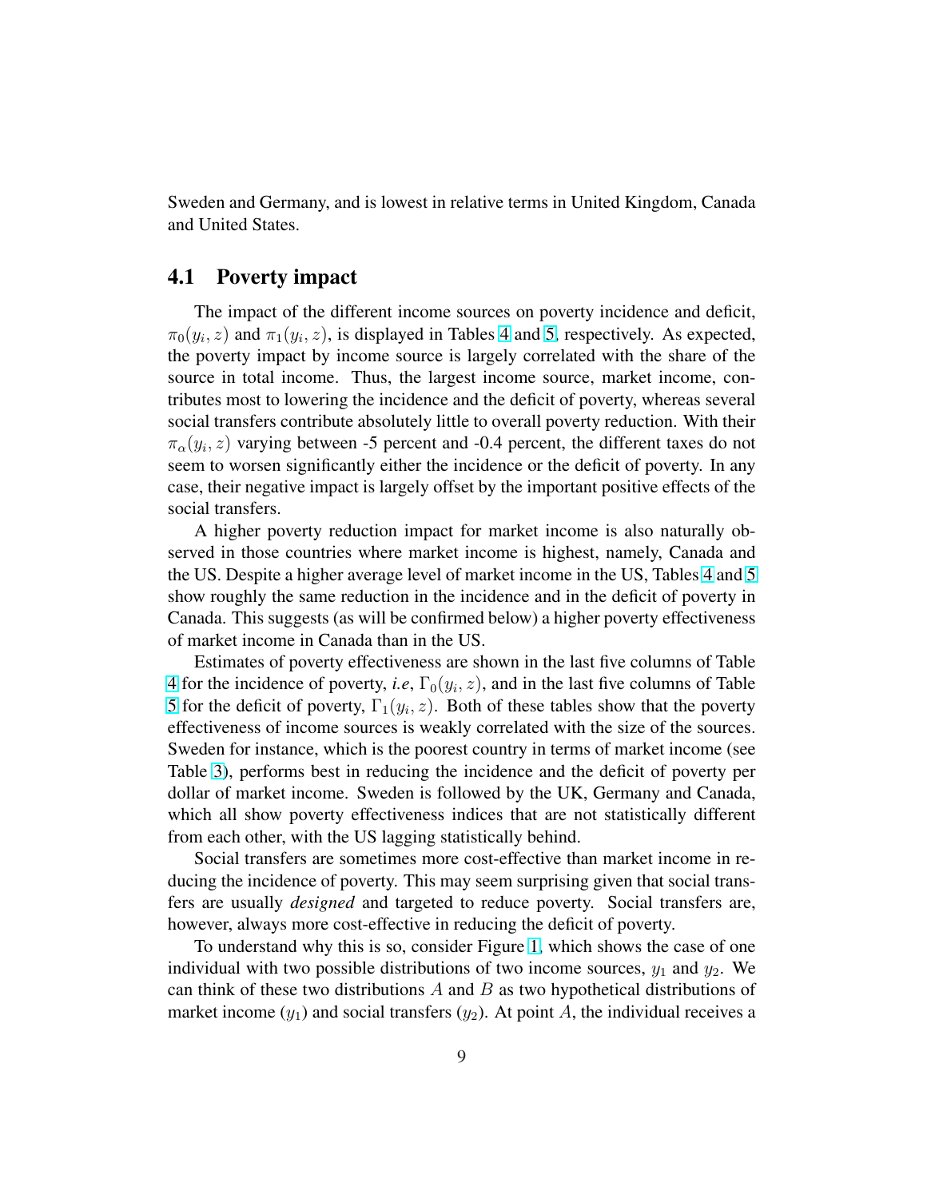Sweden and Germany, and is lowest in relative terms in United Kingdom, Canada and United States.

## 4.1 Poverty impact

The impact of the different income sources on poverty incidence and deficit, $\pi_0(y_i, z)$ and $\pi_1(y_i, z)$, is displayed in Tables 4 and 5, respectively. As expected, the poverty impact by income source is largely correlated with the share of the source in total income. Thus, the largest income source, market income, contributes most to lowering the incidence and the deficit of poverty, whereas several social transfers contribute absolutely little to overall poverty reduction. With their $\pi_\alpha(y_i, z)$ varying between -5 percent and -0.4 percent, the different taxes do not seem to worsen significantly either the incidence or the deficit of poverty. In any case, their negative impact is largely offset by the important positive effects of the social transfers.

A higher poverty reduction impact for market income is also naturally observed in those countries where market income is highest, namely, Canada and the US. Despite a higher average level of market income in the US, Tables 4 and 5 show roughly the same reduction in the incidence and in the deficit of poverty in Canada. This suggests (as will be confirmed below) a higher poverty effectiveness of market income in Canada than in the US.

Estimates of poverty effectiveness are shown in the last five columns of Table 4 for the incidence of poverty, *i.e*, $\Gamma_0(y_i, z)$, and in the last five columns of Table 5 for the deficit of poverty, $\Gamma_1(y_i, z)$. Both of these tables show that the poverty effectiveness of income sources is weakly correlated with the size of the sources. Sweden for instance, which is the poorest country in terms of market income (see Table 3), performs best in reducing the incidence and the deficit of poverty per dollar of market income. Sweden is followed by the UK, Germany and Canada, which all show poverty effectiveness indices that are not statistically different from each other, with the US lagging statistically behind.

Social transfers are sometimes more cost-effective than market income in reducing the incidence of poverty. This may seem surprising given that social transfers are usually *designed* and targeted to reduce poverty. Social transfers are, however, always more cost-effective in reducing the deficit of poverty.

To understand why this is so, consider Figure 1, which shows the case of one individual with two possible distributions of two income sources, $y_1$ and $y_2$. We can think of these two distributions $A$ and $B$ as two hypothetical distributions of market income ($y_1$) and social transfers ($y_2$). At point $A$, the individual receives a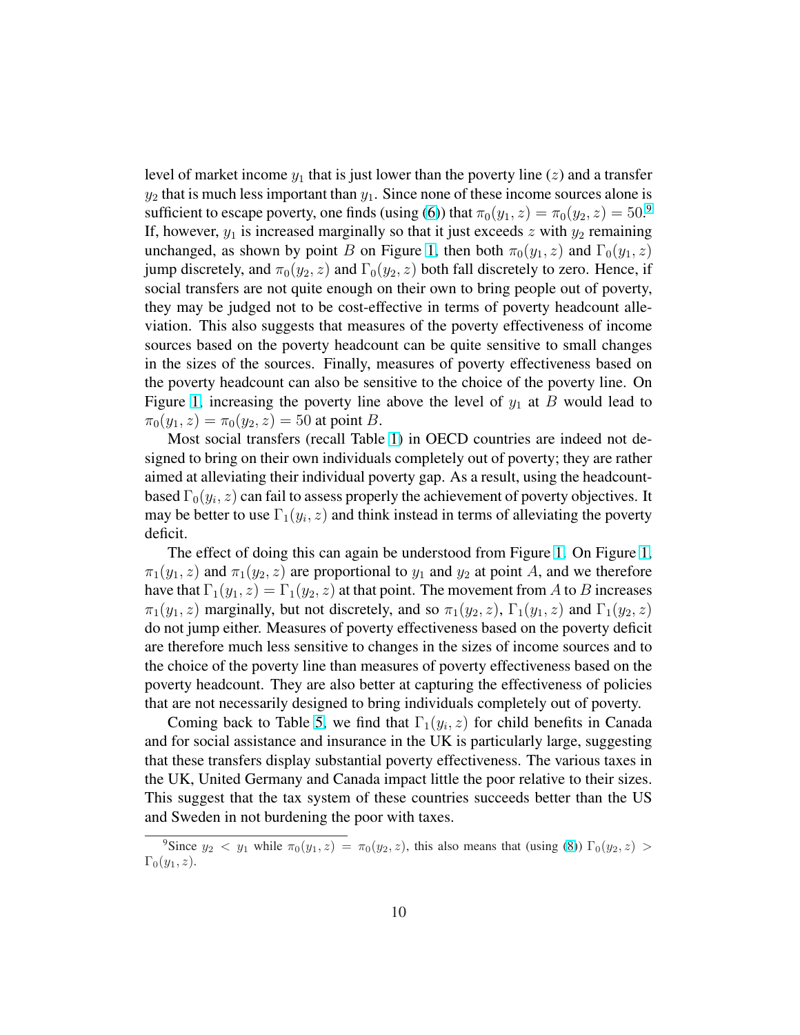level of market income $y_1$ that is just lower than the poverty line ($z$) and a transfer $y_2$ that is much less important than $y_1$. Since none of these income sources alone is sufficient to escape poverty, one finds (using (6)) that $\pi_0(y_1, z) = \pi_0(y_2, z) = 50$.[9] If, however, $y_1$ is increased marginally so that it just exceeds $z$ with $y_2$ remaining unchanged, as shown by point $B$ on Figure 1, then both $\pi_0(y_1, z)$ and $\Gamma_0(y_1, z)$ jump discretely, and $\pi_0(y_2, z)$ and $\Gamma_0(y_2, z)$ both fall discretely to zero. Hence, if social transfers are not quite enough on their own to bring people out of poverty, they may be judged not to be cost-effective in terms of poverty headcount alleviation. This also suggests that measures of the poverty effectiveness of income sources based on the poverty headcount can be quite sensitive to small changes in the sizes of the sources. Finally, measures of poverty effectiveness based on the poverty headcount can also be sensitive to the choice of the poverty line. On Figure 1, increasing the poverty line above the level of $y_1$ at $B$ would lead to $\pi_0(y_1, z) = \pi_0(y_2, z) = 50$ at point $B$.

Most social transfers (recall Table 1) in OECD countries are indeed not designed to bring on their own individuals completely out of poverty; they are rather aimed at alleviating their individual poverty gap. As a result, using the headcount-based $\Gamma_0(y_i, z)$ can fail to assess properly the achievement of poverty objectives. It may be better to use $\Gamma_1(y_i, z)$ and think instead in terms of alleviating the poverty deficit.

The effect of doing this can again be understood from Figure 1. On Figure 1, $\pi_1(y_1, z)$ and $\pi_1(y_2, z)$ are proportional to $y_1$ and $y_2$ at point $A$, and we therefore have that $\Gamma_1(y_1, z) = \Gamma_1(y_2, z)$ at that point. The movement from $A$ to $B$ increases $\pi_1(y_1, z)$ marginally, but not discretely, and so $\pi_1(y_2, z)$, $\Gamma_1(y_1, z)$ and $\Gamma_1(y_2, z)$ do not jump either. Measures of poverty effectiveness based on the poverty deficit are therefore much less sensitive to changes in the sizes of income sources and to the choice of the poverty line than measures of poverty effectiveness based on the poverty headcount. They are also better at capturing the effectiveness of policies that are not necessarily designed to bring individuals completely out of poverty.

Coming back to Table 5, we find that $\Gamma_1(y_i, z)$ for child benefits in Canada and for social assistance and insurance in the UK is particularly large, suggesting that these transfers display substantial poverty effectiveness. The various taxes in the UK, United Germany and Canada impact little the poor relative to their sizes. This suggest that the tax system of these countries succeeds better than the US and Sweden in not burdening the poor with taxes.

[9] Since $y_2 < y_1$ while $\pi_0(y_1, z) = \pi_0(y_2, z)$, this also means that (using (8)) $\Gamma_0(y_2, z) > \Gamma_0(y_1, z)$.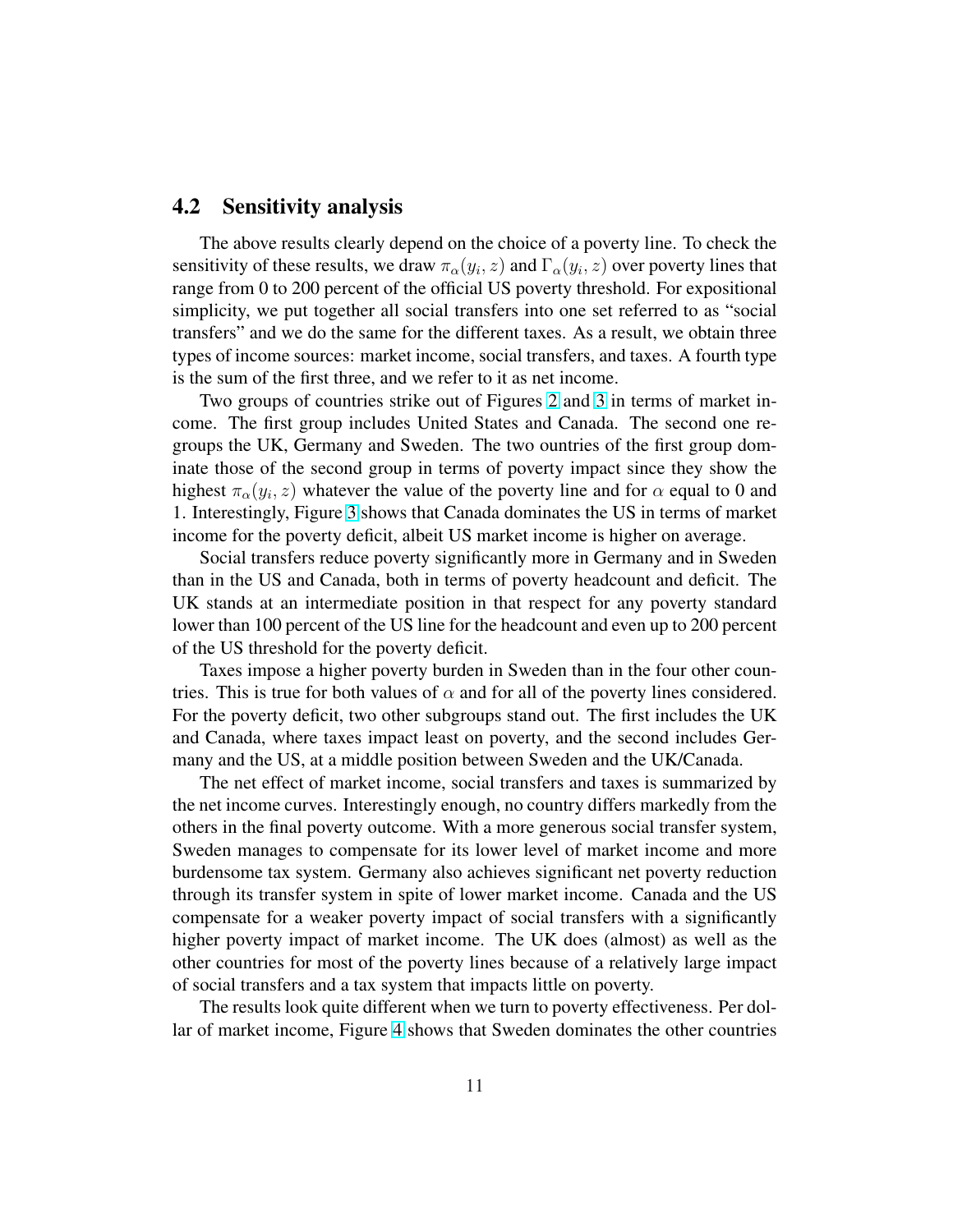## 4.2 Sensitivity analysis

The above results clearly depend on the choice of a poverty line. To check the sensitivity of these results, we draw $\pi_\alpha(y_i, z)$ and $\Gamma_\alpha(y_i, z)$ over poverty lines that range from 0 to 200 percent of the official US poverty threshold. For expositional simplicity, we put together all social transfers into one set referred to as "social transfers" and we do the same for the different taxes. As a result, we obtain three types of income sources: market income, social transfers, and taxes. A fourth type is the sum of the first three, and we refer to it as net income.

Two groups of countries strike out of Figures 2 and 3 in terms of market income. The first group includes United States and Canada. The second one regroups the UK, Germany and Sweden. The two ountries of the first group dominate those of the second group in terms of poverty impact since they show the highest $\pi_\alpha(y_i, z)$ whatever the value of the poverty line and for $\alpha$ equal to 0 and 1. Interestingly, Figure 3 shows that Canada dominates the US in terms of market income for the poverty deficit, albeit US market income is higher on average.

Social transfers reduce poverty significantly more in Germany and in Sweden than in the US and Canada, both in terms of poverty headcount and deficit. The UK stands at an intermediate position in that respect for any poverty standard lower than 100 percent of the US line for the headcount and even up to 200 percent of the US threshold for the poverty deficit.

Taxes impose a higher poverty burden in Sweden than in the four other countries. This is true for both values of $\alpha$ and for all of the poverty lines considered. For the poverty deficit, two other subgroups stand out. The first includes the UK and Canada, where taxes impact least on poverty, and the second includes Germany and the US, at a middle position between Sweden and the UK/Canada.

The net effect of market income, social transfers and taxes is summarized by the net income curves. Interestingly enough, no country differs markedly from the others in the final poverty outcome. With a more generous social transfer system, Sweden manages to compensate for its lower level of market income and more burdensome tax system. Germany also achieves significant net poverty reduction through its transfer system in spite of lower market income. Canada and the US compensate for a weaker poverty impact of social transfers with a significantly higher poverty impact of market income. The UK does (almost) as well as the other countries for most of the poverty lines because of a relatively large impact of social transfers and a tax system that impacts little on poverty.

The results look quite different when we turn to poverty effectiveness. Per dollar of market income, Figure 4 shows that Sweden dominates the other countries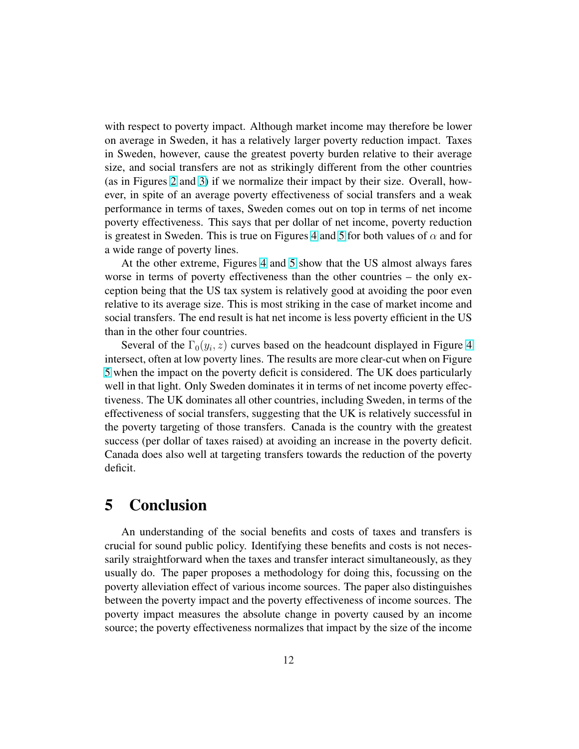with respect to poverty impact. Although market income may therefore be lower on average in Sweden, it has a relatively larger poverty reduction impact. Taxes in Sweden, however, cause the greatest poverty burden relative to their average size, and social transfers are not as strikingly different from the other countries (as in Figures 2 and 3) if we normalize their impact by their size. Overall, however, in spite of an average poverty effectiveness of social transfers and a weak performance in terms of taxes, Sweden comes out on top in terms of net income poverty effectiveness. This says that per dollar of net income, poverty reduction is greatest in Sweden. This is true on Figures 4 and 5 for both values of $\alpha$ and for a wide range of poverty lines.

At the other extreme, Figures 4 and 5 show that the US almost always fares worse in terms of poverty effectiveness than the other countries – the only exception being that the US tax system is relatively good at avoiding the poor even relative to its average size. This is most striking in the case of market income and social transfers. The end result is hat net income is less poverty efficient in the US than in the other four countries.

Several of the $\Gamma_0(y_i, z)$ curves based on the headcount displayed in Figure 4 intersect, often at low poverty lines. The results are more clear-cut when on Figure 5 when the impact on the poverty deficit is considered. The UK does particularly well in that light. Only Sweden dominates it in terms of net income poverty effectiveness. The UK dominates all other countries, including Sweden, in terms of the effectiveness of social transfers, suggesting that the UK is relatively successful in the poverty targeting of those transfers. Canada is the country with the greatest success (per dollar of taxes raised) at avoiding an increase in the poverty deficit. Canada does also well at targeting transfers towards the reduction of the poverty deficit.

# 5 Conclusion

An understanding of the social benefits and costs of taxes and transfers is crucial for sound public policy. Identifying these benefits and costs is not necessarily straightforward when the taxes and transfer interact simultaneously, as they usually do. The paper proposes a methodology for doing this, focussing on the poverty alleviation effect of various income sources. The paper also distinguishes between the poverty impact and the poverty effectiveness of income sources. The poverty impact measures the absolute change in poverty caused by an income source; the poverty effectiveness normalizes that impact by the size of the income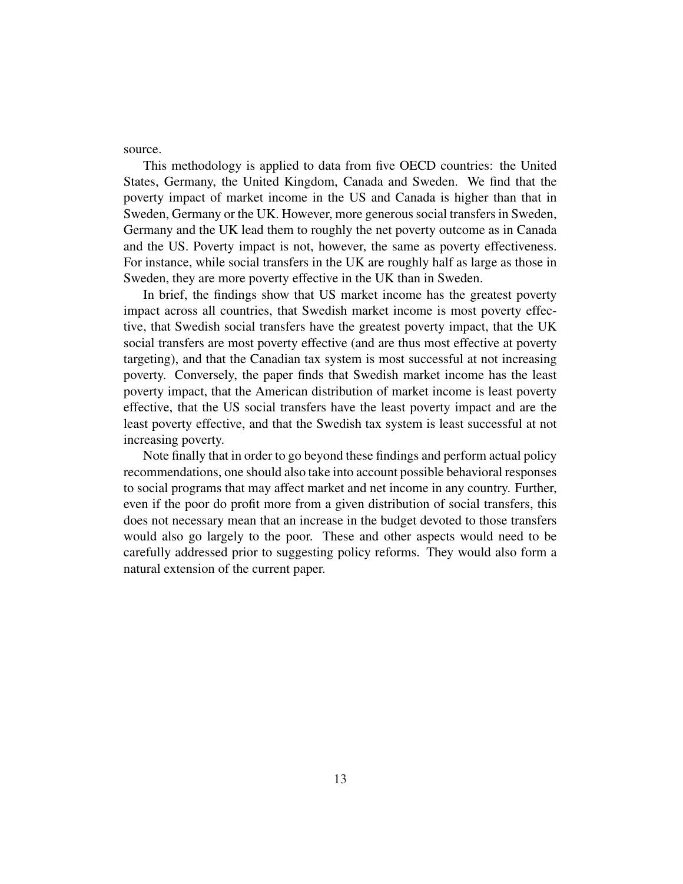source.

This methodology is applied to data from five OECD countries: the United States, Germany, the United Kingdom, Canada and Sweden. We find that the poverty impact of market income in the US and Canada is higher than that in Sweden, Germany or the UK. However, more generous social transfers in Sweden, Germany and the UK lead them to roughly the net poverty outcome as in Canada and the US. Poverty impact is not, however, the same as poverty effectiveness. For instance, while social transfers in the UK are roughly half as large as those in Sweden, they are more poverty effective in the UK than in Sweden.

In brief, the findings show that US market income has the greatest poverty impact across all countries, that Swedish market income is most poverty effective, that Swedish social transfers have the greatest poverty impact, that the UK social transfers are most poverty effective (and are thus most effective at poverty targeting), and that the Canadian tax system is most successful at not increasing poverty. Conversely, the paper finds that Swedish market income has the least poverty impact, that the American distribution of market income is least poverty effective, that the US social transfers have the least poverty impact and are the least poverty effective, and that the Swedish tax system is least successful at not increasing poverty.

Note finally that in order to go beyond these findings and perform actual policy recommendations, one should also take into account possible behavioral responses to social programs that may affect market and net income in any country. Further, even if the poor do profit more from a given distribution of social transfers, this does not necessary mean that an increase in the budget devoted to those transfers would also go largely to the poor. These and other aspects would need to be carefully addressed prior to suggesting policy reforms. They would also form a natural extension of the current paper.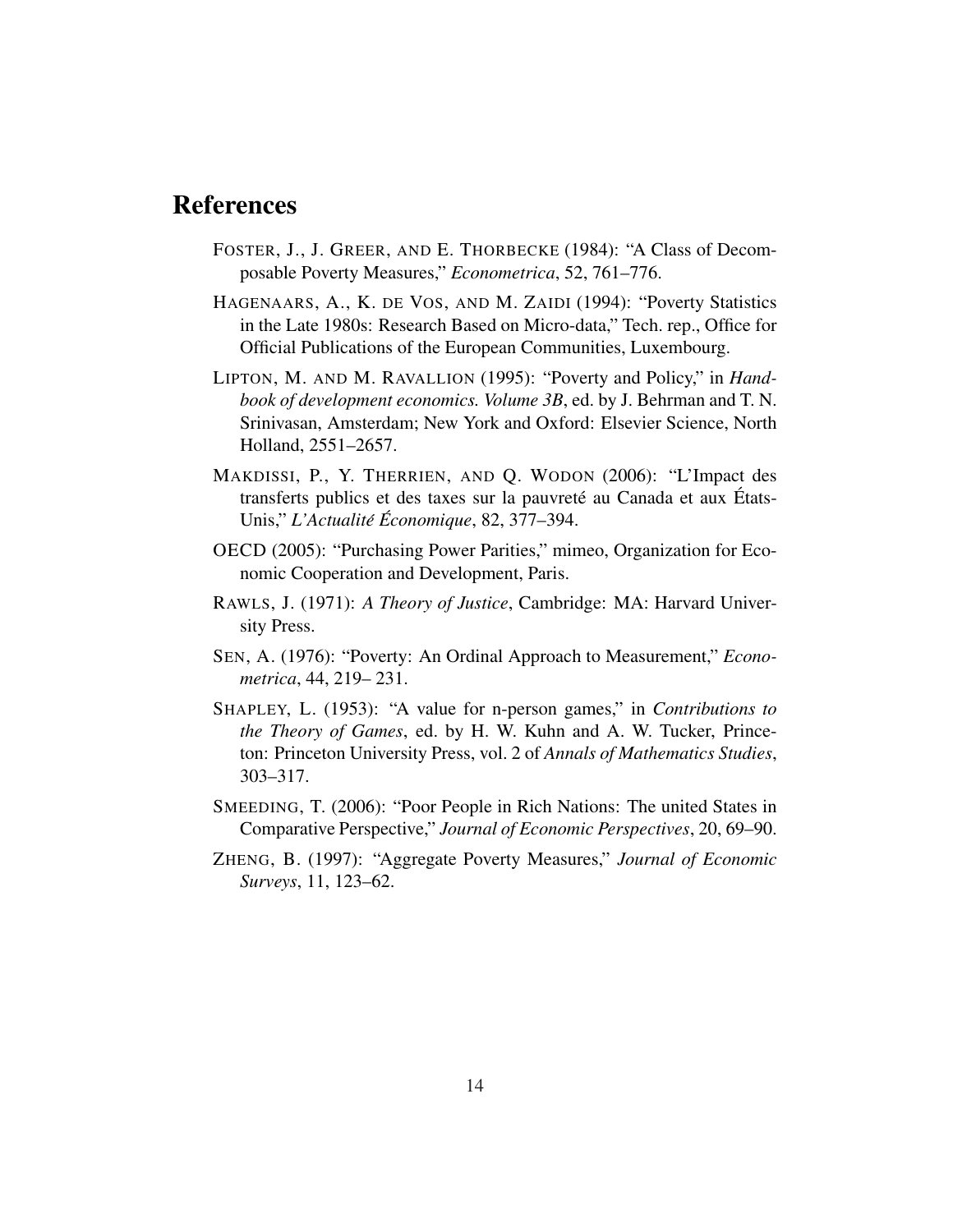# References

FOSTER, J., J. GREER, AND E. THORBECKE (1984): "A Class of Decomposable Poverty Measures," *Econometrica*, 52, 761–776.

HAGENAARS, A., K. DE VOS, AND M. ZAIDI (1994): "Poverty Statistics in the Late 1980s: Research Based on Micro-data," Tech. rep., Office for Official Publications of the European Communities, Luxembourg.

LIPTON, M. AND M. RAVALLION (1995): "Poverty and Policy," in *Handbook of development economics. Volume 3B*, ed. by J. Behrman and T. N. Srinivasan, Amsterdam; New York and Oxford: Elsevier Science, North Holland, 2551–2657.

MAKDISSI, P., Y. THERRIEN, AND Q. WODON (2006): "L'Impact des transferts publics et des taxes sur la pauvreté au Canada et aux États-Unis," *L'Actualité Économique*, 82, 377–394.

OECD (2005): "Purchasing Power Parities," mimeo, Organization for Economic Cooperation and Development, Paris.

RAWLS, J. (1971): *A Theory of Justice*, Cambridge: MA: Harvard University Press.

SEN, A. (1976): "Poverty: An Ordinal Approach to Measurement," *Econometrica*, 44, 219– 231.

SHAPLEY, L. (1953): "A value for n-person games," in *Contributions to the Theory of Games*, ed. by H. W. Kuhn and A. W. Tucker, Princeton: Princeton University Press, vol. 2 of *Annals of Mathematics Studies*, 303–317.

SMEEDING, T. (2006): "Poor People in Rich Nations: The united States in Comparative Perspective," *Journal of Economic Perspectives*, 20, 69–90.

ZHENG, B. (1997): "Aggregate Poverty Measures," *Journal of Economic Surveys*, 11, 123–62.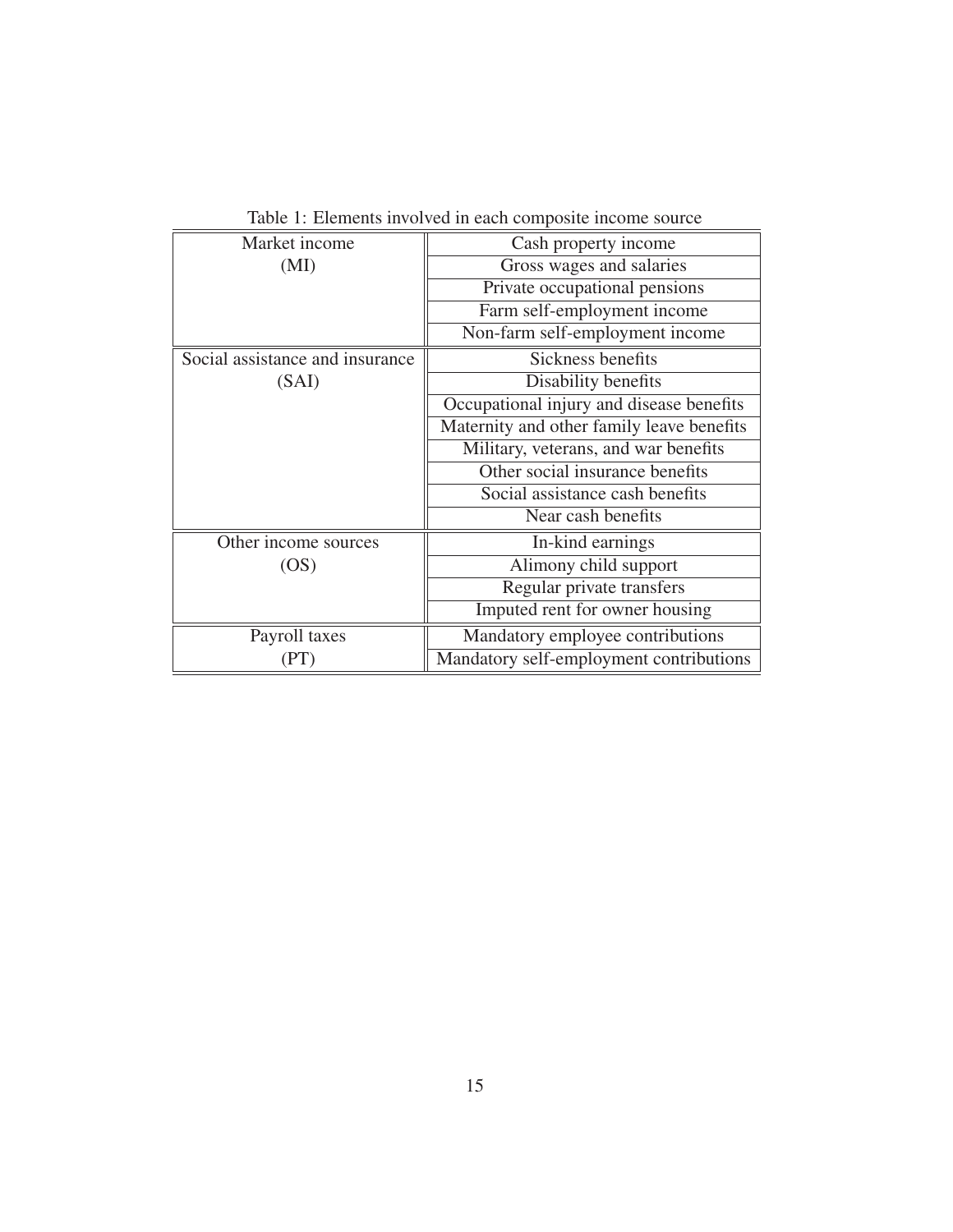Table 1: Elements involved in each composite income source

| | |
|---|---|
| Market income (MI) | Cash property income |
| | Gross wages and salaries |
| | Private occupational pensions |
| | Farm self-employment income |
| | Non-farm self-employment income |
| Social assistance and insurance (SAI) | Sickness benefits |
| | Disability benefits |
| | Occupational injury and disease benefits |
| | Maternity and other family leave benefits |
| | Military, veterans, and war benefits |
| | Other social insurance benefits |
| | Social assistance cash benefits |
| | Near cash benefits |
| Other income sources (OS) | In-kind earnings |
| | Alimony child support |
| | Regular private transfers |
| | Imputed rent for owner housing |
| Payroll taxes (PT) | Mandatory employee contributions |
| | Mandatory self-employment contributions |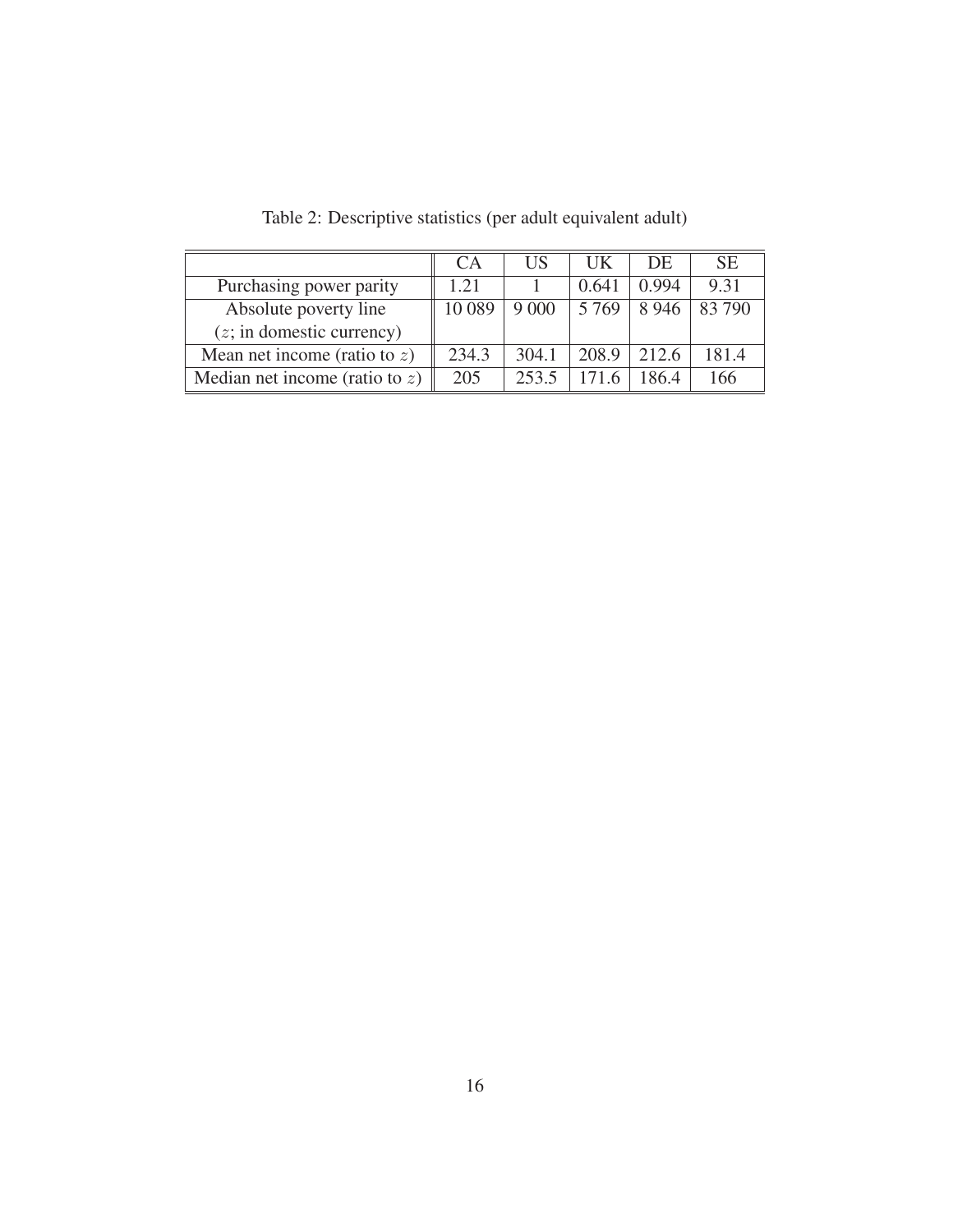Table 2: Descriptive statistics (per adult equivalent adult)

| | CA | US | UK | DE | SE |
|---|---|---|---|---|---|
| Purchasing power parity | 1.21 | 1 | 0.641 | 0.994 | 9.31 |
| Absolute poverty line ($z$; in domestic currency) | 10 089 | 9 000 | 5 769 | 8 946 | 83 790 |
| Mean net income (ratio to $z$) | 234.3 | 304.1 | 208.9 | 212.6 | 181.4 |
| Median net income (ratio to $z$) | 205 | 253.5 | 171.6 | 186.4 | 166 |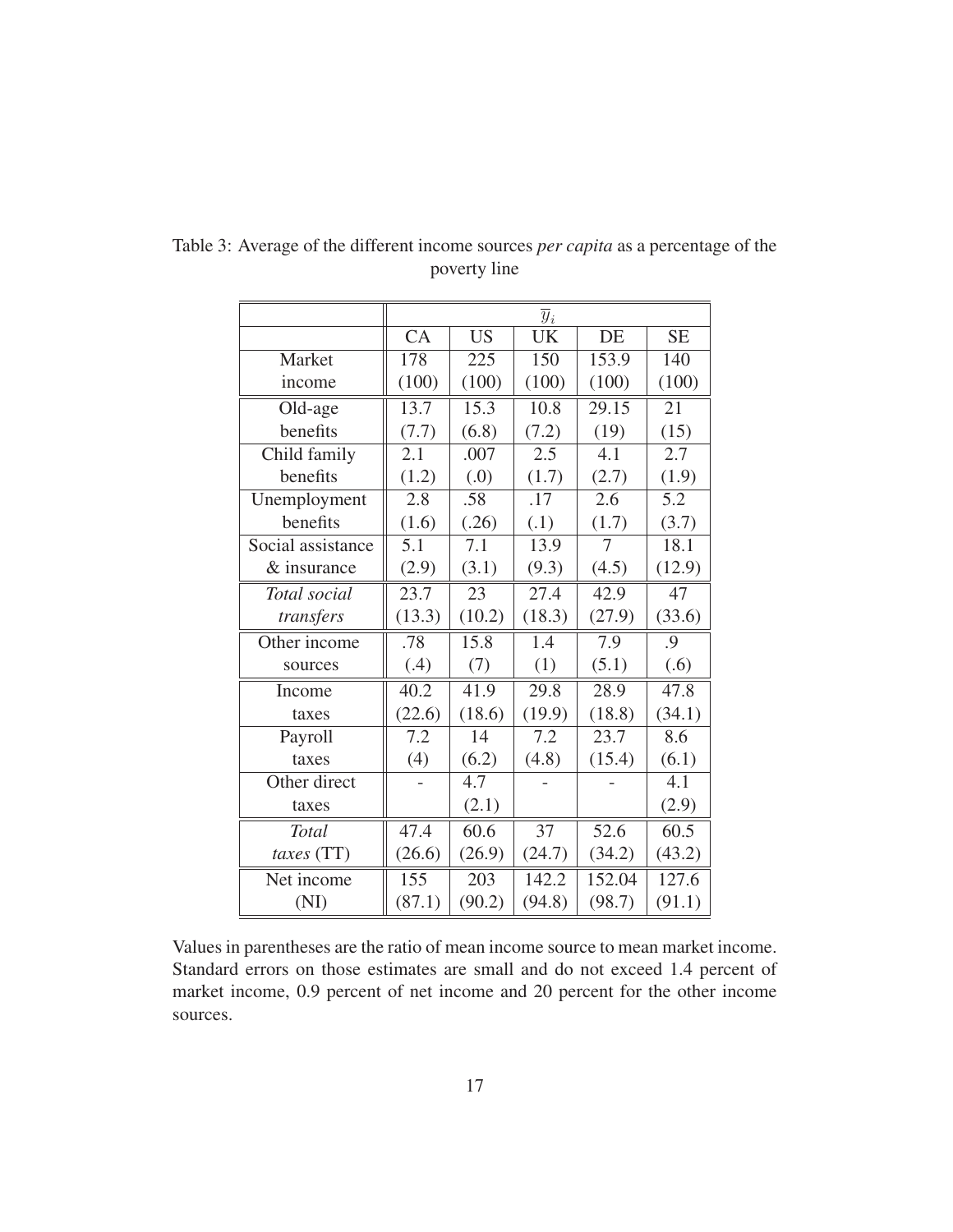Table 3: Average of the different income sources *per capita* as a percentage of the poverty line

| | $\overline{y}_i$ | | | | |
|---|---|---|---|---|---|
| | CA | US | UK | DE | SE |
| Market income | 178 (100) | 225 (100) | 150 (100) | 153.9 (100) | 140 (100) |
| Old-age benefits | 13.7 (7.7) | 15.3 (6.8) | 10.8 (7.2) | 29.15 (19) | 21 (15) |
| Child family benefits | 2.1 (1.2) | .007 (.0) | 2.5 (1.7) | 4.1 (2.7) | 2.7 (1.9) |
| Unemployment benefits | 2.8 (1.6) | .58 (.26) | .17 (.1) | 2.6 (1.7) | 5.2 (3.7) |
| Social assistance & insurance | 5.1 (2.9) | 7.1 (3.1) | 13.9 (9.3) | 7 (4.5) | 18.1 (12.9) |
| *Total social transfers* | 23.7 (13.3) | 23 (10.2) | 27.4 (18.3) | 42.9 (27.9) | 47 (33.6) |
| Other income sources | .78 (.4) | 15.8 (7) | 1.4 (1) | 7.9 (5.1) | .9 (.6) |
| Income taxes | 40.2 (22.6) | 41.9 (18.6) | 29.8 (19.9) | 28.9 (18.8) | 47.8 (34.1) |
| Payroll taxes | 7.2 (4) | 14 (6.2) | 7.2 (4.8) | 23.7 (15.4) | 8.6 (6.1) |
| Other direct taxes | - | 4.7 (2.1) | - | - | 4.1 (2.9) |
| *Total taxes* (TT) | 47.4 (26.6) | 60.6 (26.9) | 37 (24.7) | 52.6 (34.2) | 60.5 (43.2) |
| Net income (NI) | 155 (87.1) | 203 (90.2) | 142.2 (94.8) | 152.04 (98.7) | 127.6 (91.1) |

Values in parentheses are the ratio of mean income source to mean market income. Standard errors on those estimates are small and do not exceed 1.4 percent of market income, 0.9 percent of net income and 20 percent for the other income sources.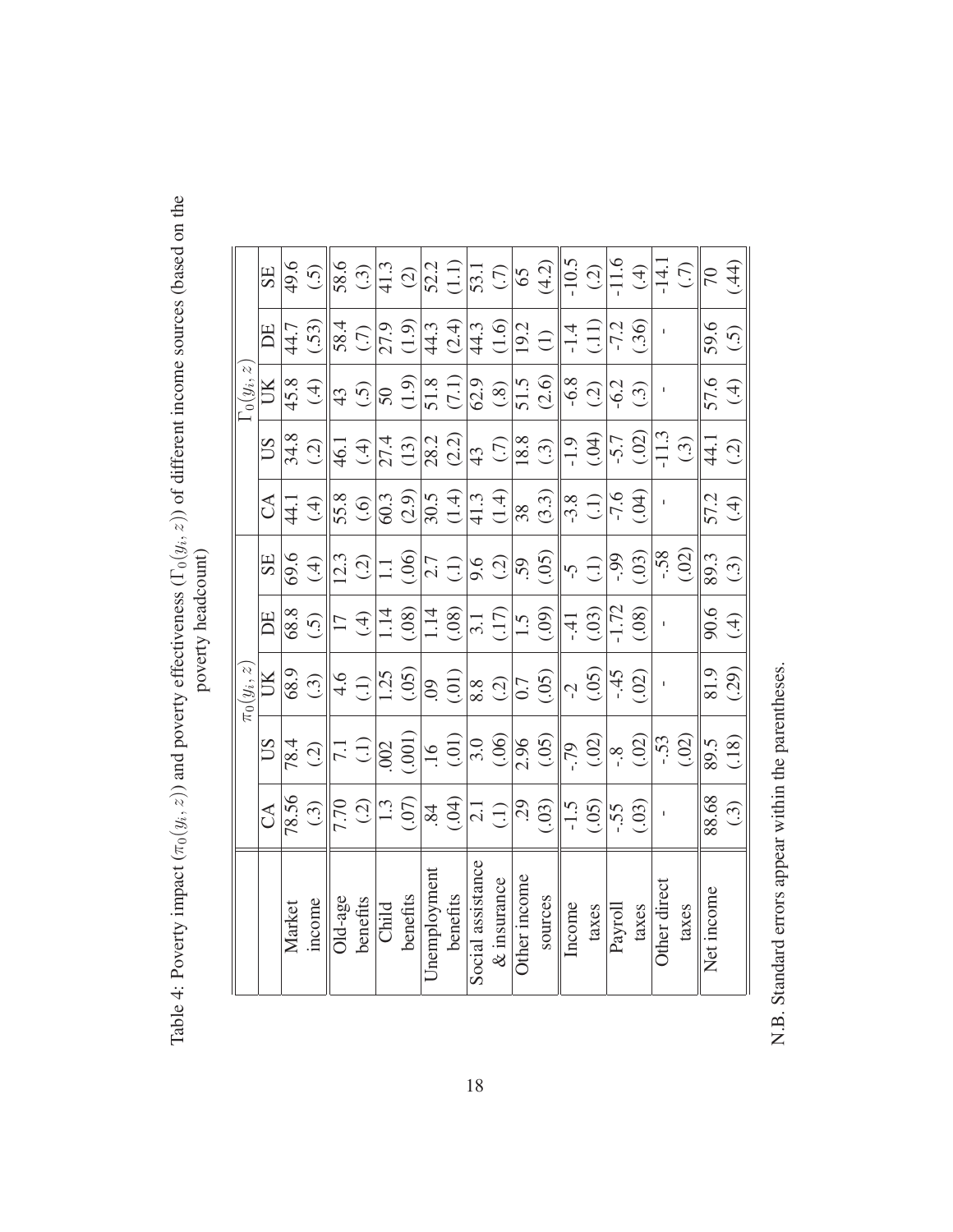Table 4: Poverty impact ($\pi_0(y_i, z)$) and poverty effectiveness ($\Gamma_0(y_i, z)$) of different income sources (based on the poverty headcount)

| | $\pi_0(y_i, z)$ | | | | | $\Gamma_0(y_i, z)$ | | | | |
|---|---|---|---|---|---|---|---|---|---|---|
| | CA | US | UK | DE | SE | CA | US | UK | DE | SE |
| Market income | 78.56 (.3) | 78.4 (.2) | 68.9 (.3) | 68.8 (.5) | 69.6 (.4) | 44.1 (.4) | 34.8 (.2) | 45.8 (.4) | 44.7 (.53) | 49.6 (.5) |
| Old-age benefits | 7.70 (.2) | 7.1 (.1) | 4.6 (.1) | 17 (.4) | 12.3 (.2) | 55.8 (.6) | 46.1 (.4) | 43 (.5) | 58.4 (.7) | 58.6 (.3) |
| Child benefits | 1.3 (.07) | .002 (.001) | 1.25 (.05) | 1.14 (.08) | 1.1 (.06) | 60.3 (2.9) | 27.4 (13) | 50 (1.9) | 27.9 (1.9) | 41.3 (2) |
| Unemployment benefits | .84 (.04) | .16 (.01) | .09 (.01) | 1.14 (.08) | 2.7 (.1) | 30.5 (1.4) | 28.2 (2.2) | 51.8 (7.1) | 44.3 (2.4) | 52.2 (1.1) |
| Social assistance & insurance | 2.1 (.1) | 3.0 (.06) | 8.8 (.2) | 3.1 (.17) | 9.6 (.2) | 41.3 (1.4) | 43 (.7) | 62.9 (.8) | 44.3 (1.6) | 53.1 (.7) |
| Other income sources | .29 (.03) | 2.96 (.05) | 0.7 (.05) | 1.5 (.09) | .59 (.05) | 38 (3.3) | 18.8 (.3) | 51.5 (2.6) | 19.2 (1) | 65 (4.2) |
| Income taxes | -1.5 (.05) | -.79 (.02) | -2 (.05) | -.41 (.03) | -5 (.1) | -3.8 (.1) | -1.9 (.04) | -6.8 (.2) | -1.4 (.11) | -10.5 (.2) |
| Payroll taxes | -.55 (.03) | -.8 (.02) | -.45 (.02) | -1.72 (.08) | -.99 (.03) | -7.6 (.04) | -5.7 (.02) | -6.2 (.3) | -7.2 (.36) | -11.6 (.4) |
| Other direct taxes | - | -.53 (.02) | - | - | -.58 (.02) | - | -11.3 (.3) | - | - | -14.1 (.7) |
| Net income | 88.68 (.3) | 89.5 (.18) | 81.9 (.29) | 90.6 (.4) | 89.3 (.3) | 57.2 (.4) | 44.1 (.2) | 57.6 (.4) | 59.6 (.5) | 70 (.44) |

N.B. Standard errors appear within the parentheses.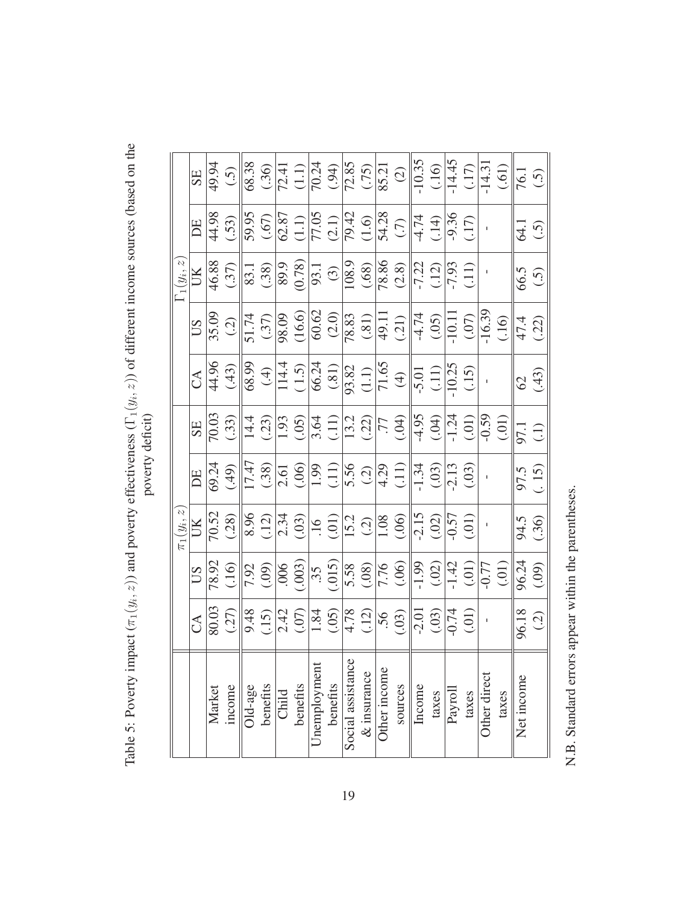Table 5: Poverty impact ($\pi_1(y_i, z)$) and poverty effectiveness ($\Gamma_1(y_i, z)$) of different income sources (based on the poverty deficit)

| | $\pi_1(y_i, z)$ | | | | | $\Gamma_1(y_i, z)$ | | | | |
|---|---|---|---|---|---|---|---|---|---|---|
| | CA | US | UK | DE | SE | CA | US | UK | DE | SE |
| Market income | 80.03 (.27) | 78.92 (.16) | 70.52 (.28) | 69.24 (.49) | 70.03 (.33) | 44.96 (.43) | 35.09 (.2) | 46.88 (.37) | 44.98 (.53) | 49.94 (.5) |
| Old-age benefits | 9.48 (.15) | 7.92 (.09) | 8.96 (.12) | 17.47 (.38) | 14.4 (.23) | 68.99 (.4) | 51.74 (.37) | 83.1 (.38) | 59.95 (.67) | 68.38 (.36) |
| Child benefits | 2.42 (.07) | .006 (.003) | 2.34 (.03) | 2.61 (.06) | 1.93 (.05) | 114.4 (1.5) | 98.09 (16.6) | 89.9 (0.78) | 62.87 (1.1) | 72.41 (1.1) |
| Unemployment benefits | 1.84 (.05) | .35 (.015) | .16 (.01) | 1.99 (.11) | 3.64 (.11) | 66.24 (.81) | 60.62 (2.0) | 93.1 (3) | 77.05 (2.1) | 70.24 (.94) |
| Social assistance & insurance | 4.78 (.12) | 5.58 (.08) | 15.2 (.2) | 5.56 (.2) | 13.2 (.22) | 93.82 (1.1) | 78.83 (.81) | 108.9 (.68) | 79.42 (1.6) | 72.85 (.75) |
| Other income sources | .56 (.03) | 7.76 (.06) | 1.08 (.06) | 4.29 (.11) | .77 (.04) | 71.65 (4) | 49.11 (.21) | 78.86 (2.8) | 54.28 (.7) | 85.21 (2) |
| Income taxes | -2.01 (.03) | -1.99 (.02) | -2.15 (.02) | -1.34 (.03) | -4.95 (.04) | -5.01 (.11) | -4.74 (.05) | -7.22 (.12) | -4.74 (.14) | -10.35 (.16) |
| Payroll taxes | -0.74 (.01) | -1.42 (.01) | -0.57 (.01) | -2.13 (.03) | -1.24 (.01) | -10.25 (.15) | -10.11 (.07) | -7.93 (.11) | -9.36 (.17) | -14.45 (.17) |
| Other direct taxes | - | -0.77 (.01) | - | - | -0.59 (.01) | - | -16.39 (.16) | - | - | -14.31 (.61) |
| Net income | 96.18 (.2) | 96.24 (.09) | 94.5 (.36) | 97.5 (.15) | 97.1 (.1) | 62 (.43) | 47.4 (.22) | 66.5 (.5) | 64.1 (.5) | 76.1 (.5) |

N.B. Standard errors appear within the parentheses.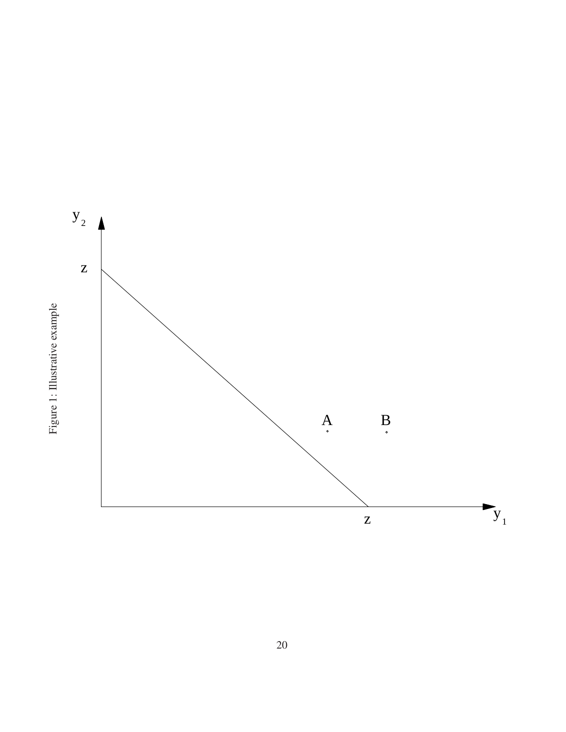$y_2$

$z$

A

B

$z$

$y_1$

Figure 1: Illustrative example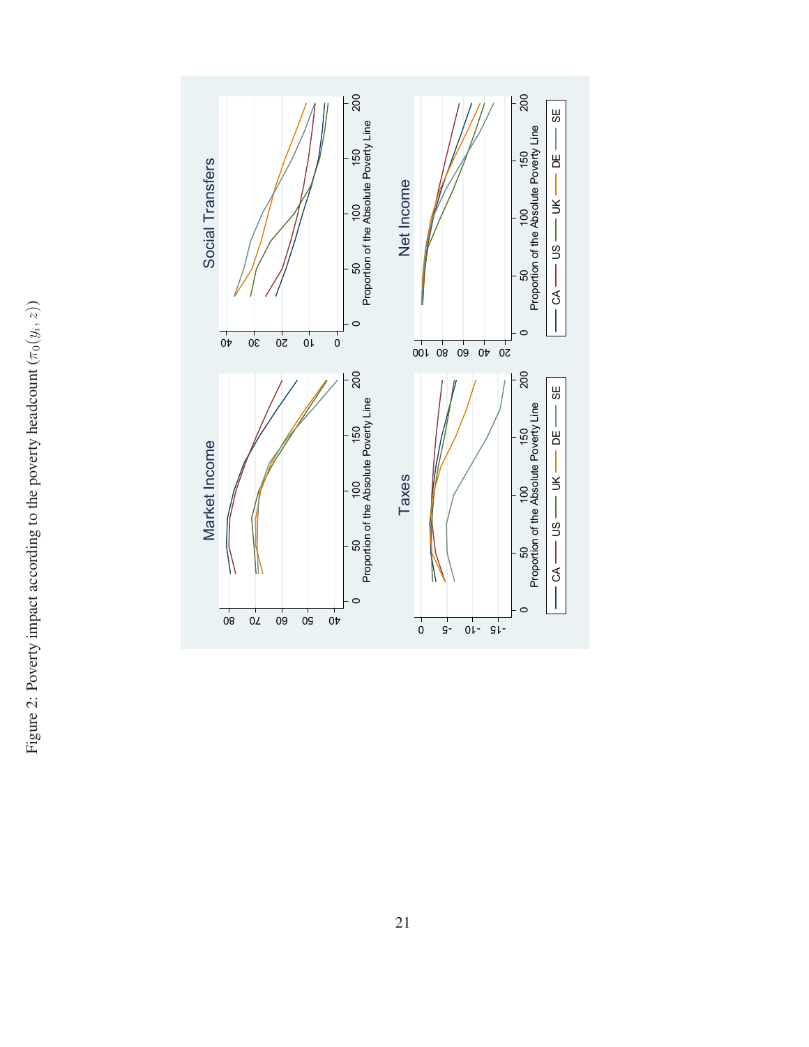Figure 2: Poverty impact according to the poverty headcount ($\pi_0(y_i, z)$)

Market Income

80
70
60
50
40

0
50
100
150
200

Proportion of the Absolute Poverty Line

Social Transfers

40
30
20
10
0

0
50
100
150
200

Proportion of the Absolute Poverty Line

Taxes

0
-5
-10
-15

0
50
100
150
200

Proportion of the Absolute Poverty Line

CA US UK DE SE

Net Income

100
80
60
40
20

0
50
100
150
200

Proportion of the Absolute Poverty Line

CA US UK DE SE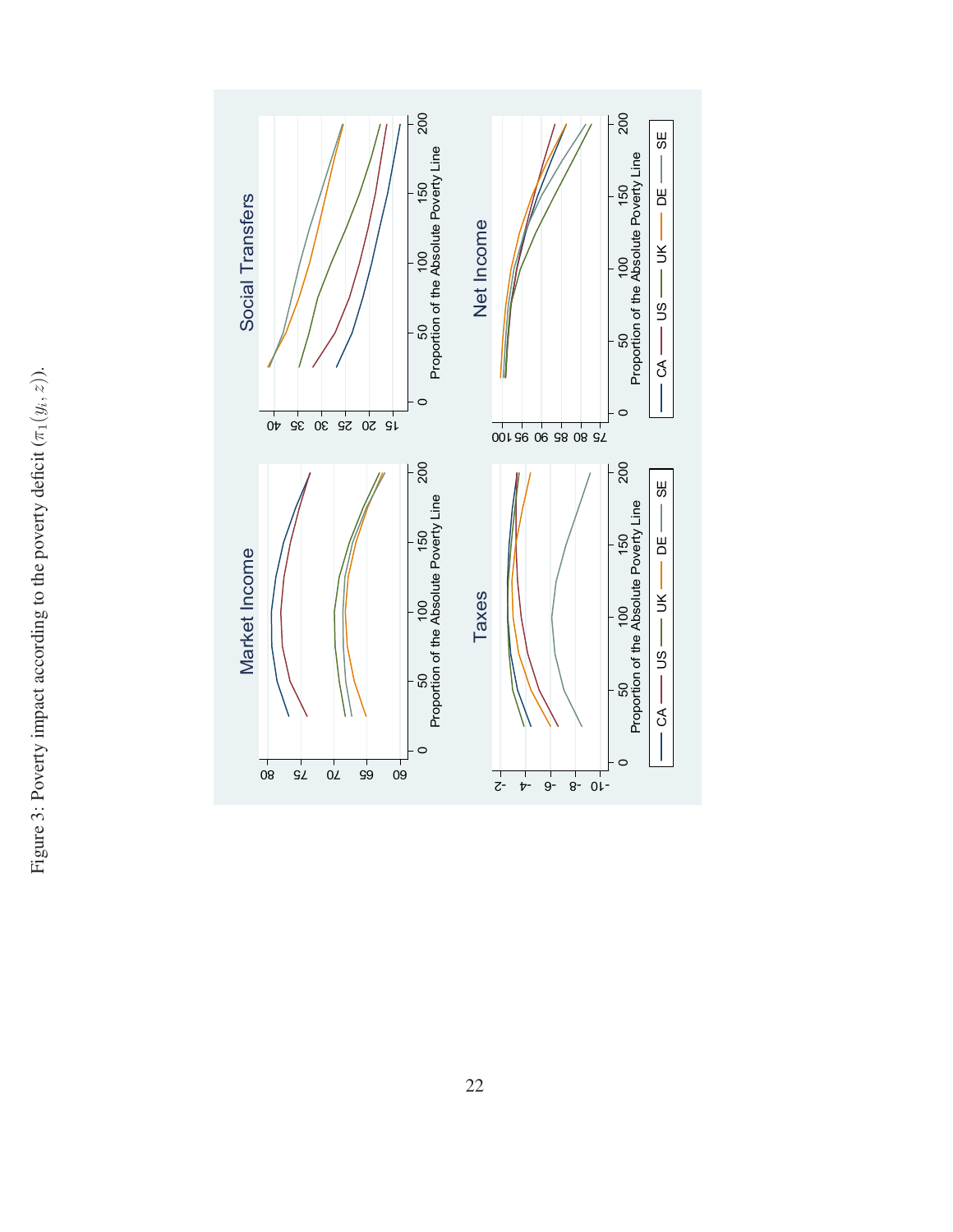Figure 3: Poverty impact according to the poverty deficit ($\pi_1(y_i, z)$).

Market Income

80
75
70
65
60

0
50
100
150
200
Proportion of the Absolute Poverty Line

Social Transfers

40
35
30
25
20
15

0
50
100
150
200
Proportion of the Absolute Poverty Line

Taxes

-2
-4
-6
-8
-10

0
50
100
150
200
Proportion of the Absolute Poverty Line

Net Income

100
95
90
85
80
75

0
50
100
150
200
Proportion of the Absolute Poverty Line

CA US UK DE SE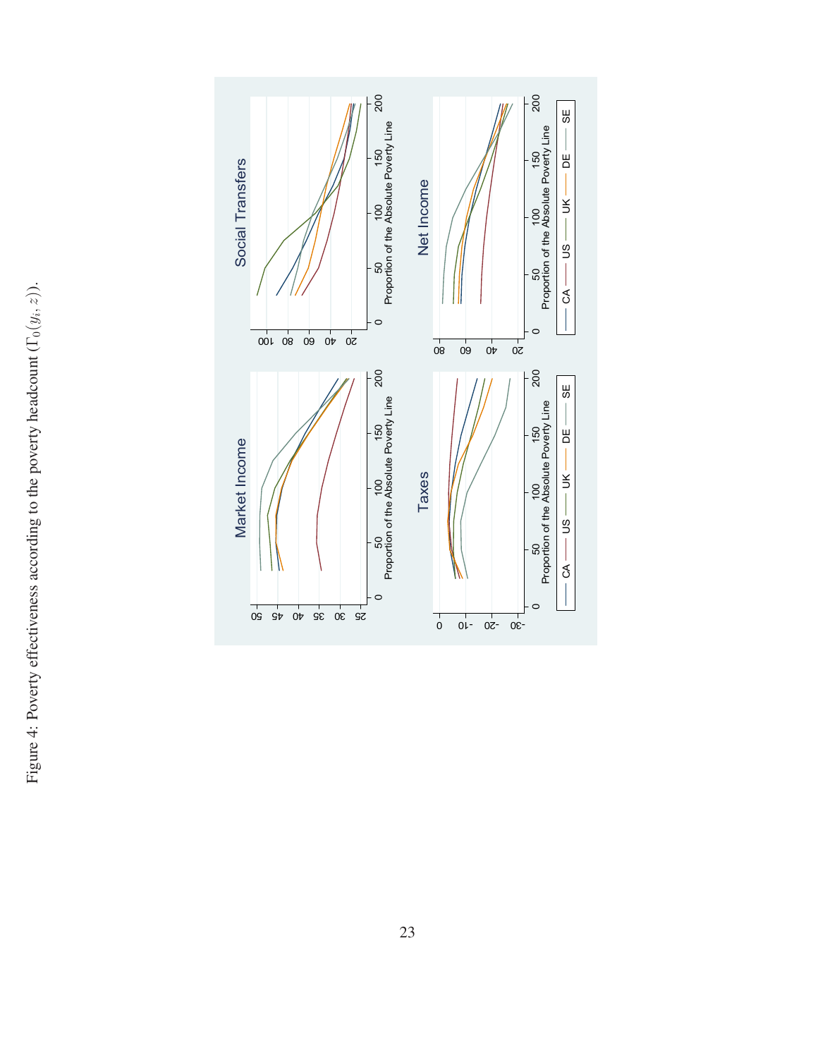Figure 4: Poverty effectiveness according to the poverty headcount ($\Gamma_0(y_i, z)$).

Market Income

50
45
40
35
30
25

0
50
100
150
200
Proportion of the Absolute Poverty Line

Social Transfers

100
80
60
40
20

0
50
100
150
200
Proportion of the Absolute Poverty Line

Taxes

0
-10
-20
-30

0
50
100
150
200
Proportion of the Absolute Poverty Line

Net Income

80
60
40
20

0
50
100
150
200
Proportion of the Absolute Poverty Line

CA
US
UK
DE
SE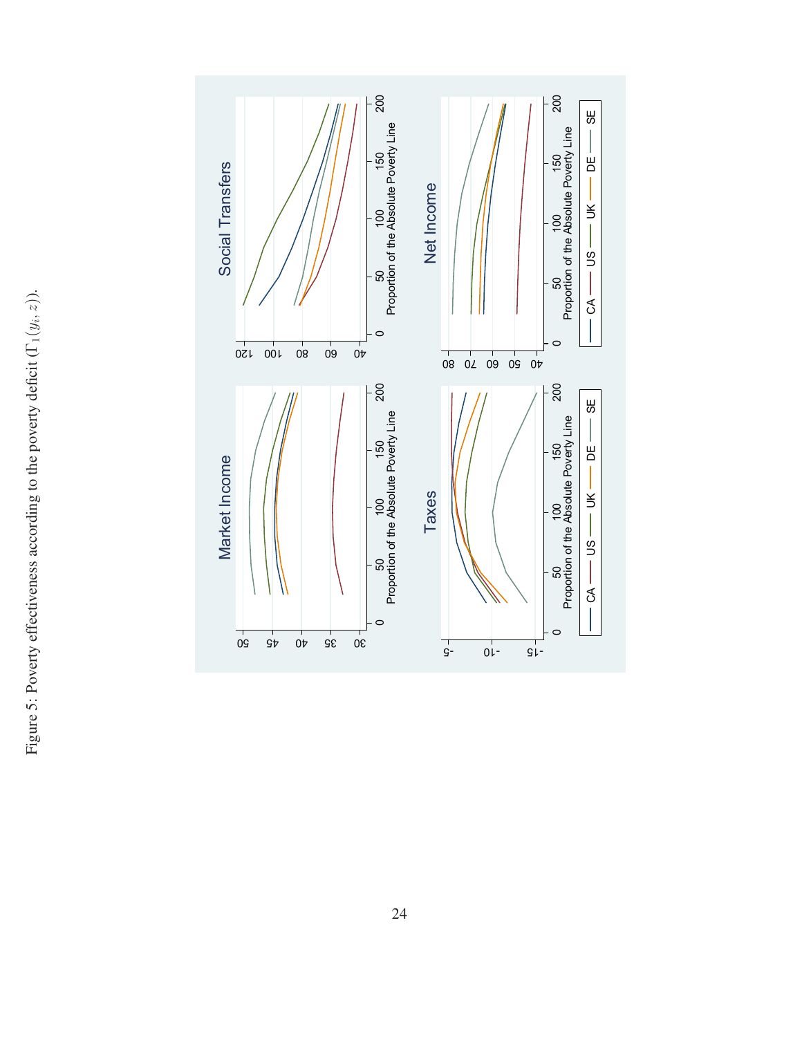Figure 5: Poverty effectiveness according to the poverty deficit ($\Gamma_1(y_i; z)$).

Market Income

50
45
40
35
30

0 50 100 150 200
Proportion of the Absolute Poverty Line

Social Transfers

120
100
80
60
40

0 50 100 150 200
Proportion of the Absolute Poverty Line

Taxes

-5
-10
-15

0 50 100 150 200
Proportion of the Absolute Poverty Line

Net Income

80
70
60
50
40

0 50 100 150 200
Proportion of the Absolute Poverty Line

CA US UK DE SE